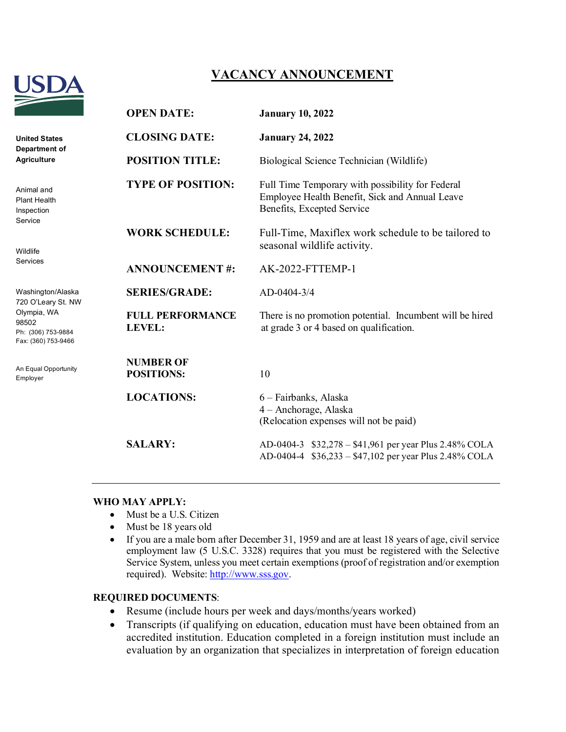United States Department of Agriculture

Animal and Plant Health Inspection Service

Wildlife Services

Washington/Alaska
720 O'Leary St. NW
Olympia, WA
98502
Ph: (306) 753-9884
Fax: (360) 753-9466

An Equal Opportunity Employer

# VACANCY ANNOUNCEMENT

| | |
|---|---|
| **OPEN DATE:** | **January 10, 2022** |
| **CLOSING DATE:** | **January 24, 2022** |
| **POSITION TITLE:** | Biological Science Technician (Wildlife) |
| **TYPE OF POSITION:** | Full Time Temporary with possibility for Federal Employee Health Benefit, Sick and Annual Leave Benefits, Excepted Service |
| **WORK SCHEDULE:** | Full-Time, Maxiflex work schedule to be tailored to seasonal wildlife activity. |
| **ANNOUNCEMENT #:** | AK-2022-FTTEMP-1 |
| **SERIES/GRADE:** | AD-0404-3/4 |
| **FULL PERFORMANCE LEVEL:** | There is no promotion potential. Incumbent will be hired at grade 3 or 4 based on qualification. |
| **NUMBER OF POSITIONS:** | 10 |
| **LOCATIONS:** | 6 – Fairbanks, Alaska<br>4 – Anchorage, Alaska<br>(Relocation expenses will not be paid) |
| **SALARY:** | AD-0404-3 $32,278 – $41,961 per year Plus 2.48% COLA<br>AD-0404-4 $36,233 – $47,102 per year Plus 2.48% COLA |

---

**WHO MAY APPLY:**

- Must be a U.S. Citizen
- Must be 18 years old
- If you are a male born after December 31, 1959 and are at least 18 years of age, civil service employment law (5 U.S.C. 3328) requires that you must be registered with the Selective Service System, unless you meet certain exemptions (proof of registration and/or exemption required). Website: http://www.sss.gov.

**REQUIRED DOCUMENTS**:

- Resume (include hours per week and days/months/years worked)
- Transcripts (if qualifying on education, education must have been obtained from an accredited institution. Education completed in a foreign institution must include an evaluation by an organization that specializes in interpretation of foreign education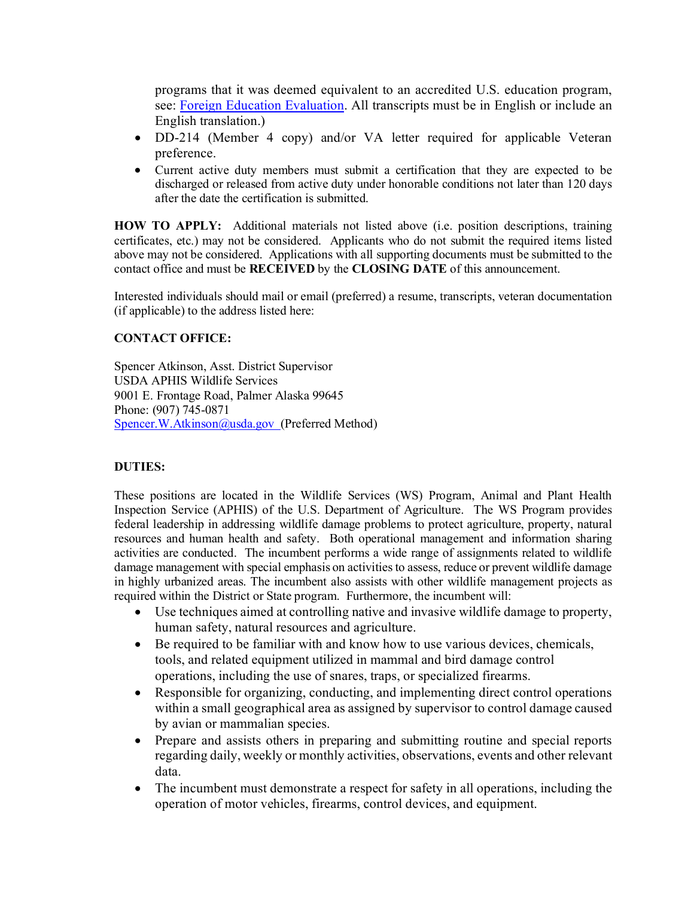programs that it was deemed equivalent to an accredited U.S. education program, see: [Foreign Education Evaluation](). All transcripts must be in English or include an English translation.)

- DD-214 (Member 4 copy) and/or VA letter required for applicable Veteran preference.
- Current active duty members must submit a certification that they are expected to be discharged or released from active duty under honorable conditions not later than 120 days after the date the certification is submitted.

**HOW TO APPLY:** Additional materials not listed above (i.e. position descriptions, training certificates, etc.) may not be considered. Applicants who do not submit the required items listed above may not be considered. Applications with all supporting documents must be submitted to the contact office and must be **RECEIVED** by the **CLOSING DATE** of this announcement.

Interested individuals should mail or email (preferred) a resume, transcripts, veteran documentation (if applicable) to the address listed here:

**CONTACT OFFICE:**

Spencer Atkinson, Asst. District Supervisor
USDA APHIS Wildlife Services
9001 E. Frontage Road, Palmer Alaska 99645
Phone: (907) 745-0871
Spencer.W.Atkinson@usda.gov (Preferred Method)

**DUTIES:**

These positions are located in the Wildlife Services (WS) Program, Animal and Plant Health Inspection Service (APHIS) of the U.S. Department of Agriculture. The WS Program provides federal leadership in addressing wildlife damage problems to protect agriculture, property, natural resources and human health and safety. Both operational management and information sharing activities are conducted. The incumbent performs a wide range of assignments related to wildlife damage management with special emphasis on activities to assess, reduce or prevent wildlife damage in highly urbanized areas. The incumbent also assists with other wildlife management projects as required within the District or State program. Furthermore, the incumbent will:

- Use techniques aimed at controlling native and invasive wildlife damage to property, human safety, natural resources and agriculture.
- Be required to be familiar with and know how to use various devices, chemicals, tools, and related equipment utilized in mammal and bird damage control operations, including the use of snares, traps, or specialized firearms.
- Responsible for organizing, conducting, and implementing direct control operations within a small geographical area as assigned by supervisor to control damage caused by avian or mammalian species.
- Prepare and assists others in preparing and submitting routine and special reports regarding daily, weekly or monthly activities, observations, events and other relevant data.
- The incumbent must demonstrate a respect for safety in all operations, including the operation of motor vehicles, firearms, control devices, and equipment.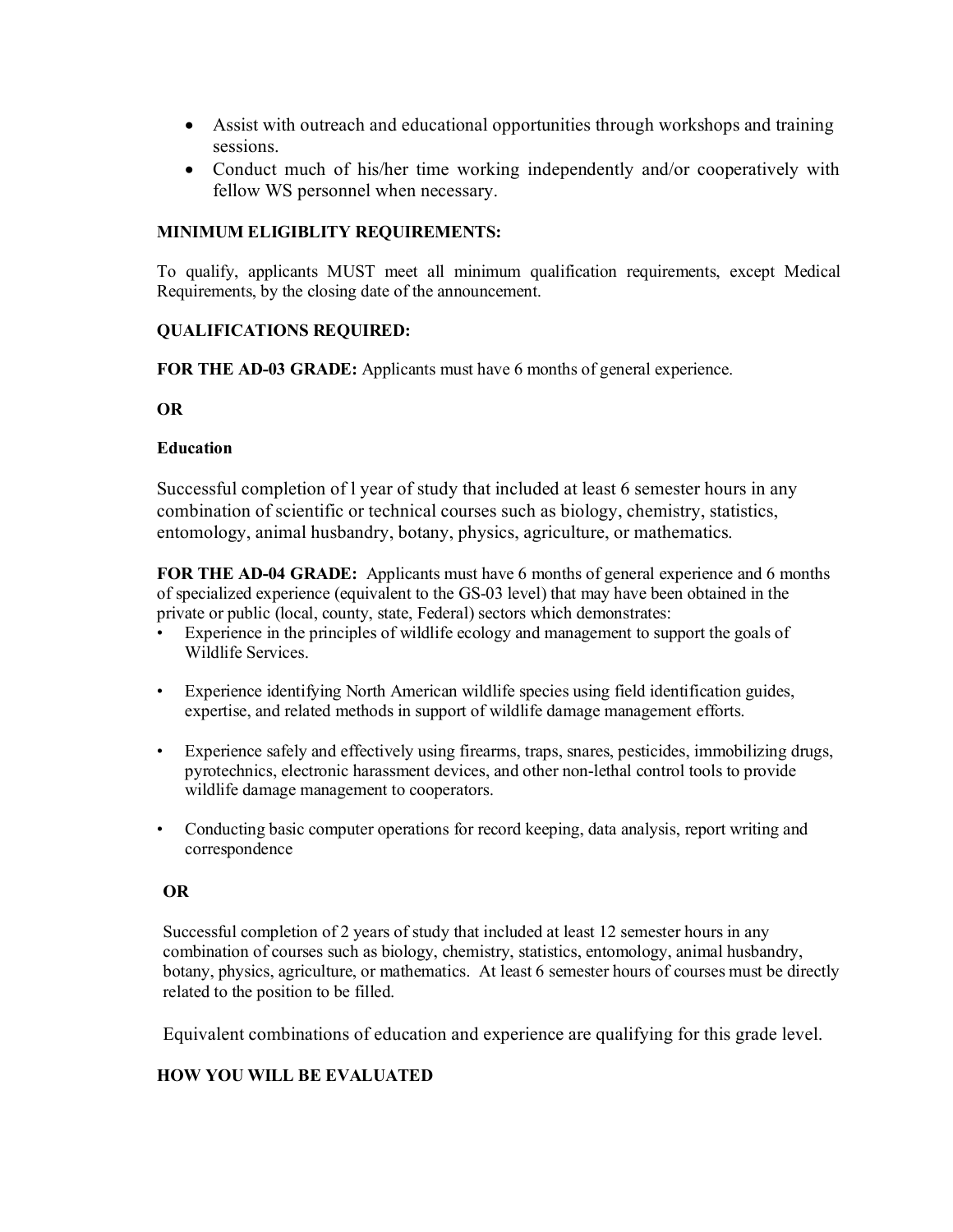- Assist with outreach and educational opportunities through workshops and training sessions.
- Conduct much of his/her time working independently and/or cooperatively with fellow WS personnel when necessary.

**MINIMUM ELIGIBLITY REQUIREMENTS:**

To qualify, applicants MUST meet all minimum qualification requirements, except Medical Requirements, by the closing date of the announcement.

**QUALIFICATIONS REQUIRED:**

**FOR THE AD-03 GRADE:** Applicants must have 6 months of general experience.

**OR**

**Education**

Successful completion of l year of study that included at least 6 semester hours in any combination of scientific or technical courses such as biology, chemistry, statistics, entomology, animal husbandry, botany, physics, agriculture, or mathematics.

**FOR THE AD-04 GRADE:** Applicants must have 6 months of general experience and 6 months of specialized experience (equivalent to the GS-03 level) that may have been obtained in the private or public (local, county, state, Federal) sectors which demonstrates:

- Experience in the principles of wildlife ecology and management to support the goals of Wildlife Services.
- Experience identifying North American wildlife species using field identification guides, expertise, and related methods in support of wildlife damage management efforts.
- Experience safely and effectively using firearms, traps, snares, pesticides, immobilizing drugs, pyrotechnics, electronic harassment devices, and other non-lethal control tools to provide wildlife damage management to cooperators.
- Conducting basic computer operations for record keeping, data analysis, report writing and correspondence

**OR**

Successful completion of 2 years of study that included at least 12 semester hours in any combination of courses such as biology, chemistry, statistics, entomology, animal husbandry, botany, physics, agriculture, or mathematics. At least 6 semester hours of courses must be directly related to the position to be filled.

Equivalent combinations of education and experience are qualifying for this grade level.

**HOW YOU WILL BE EVALUATED**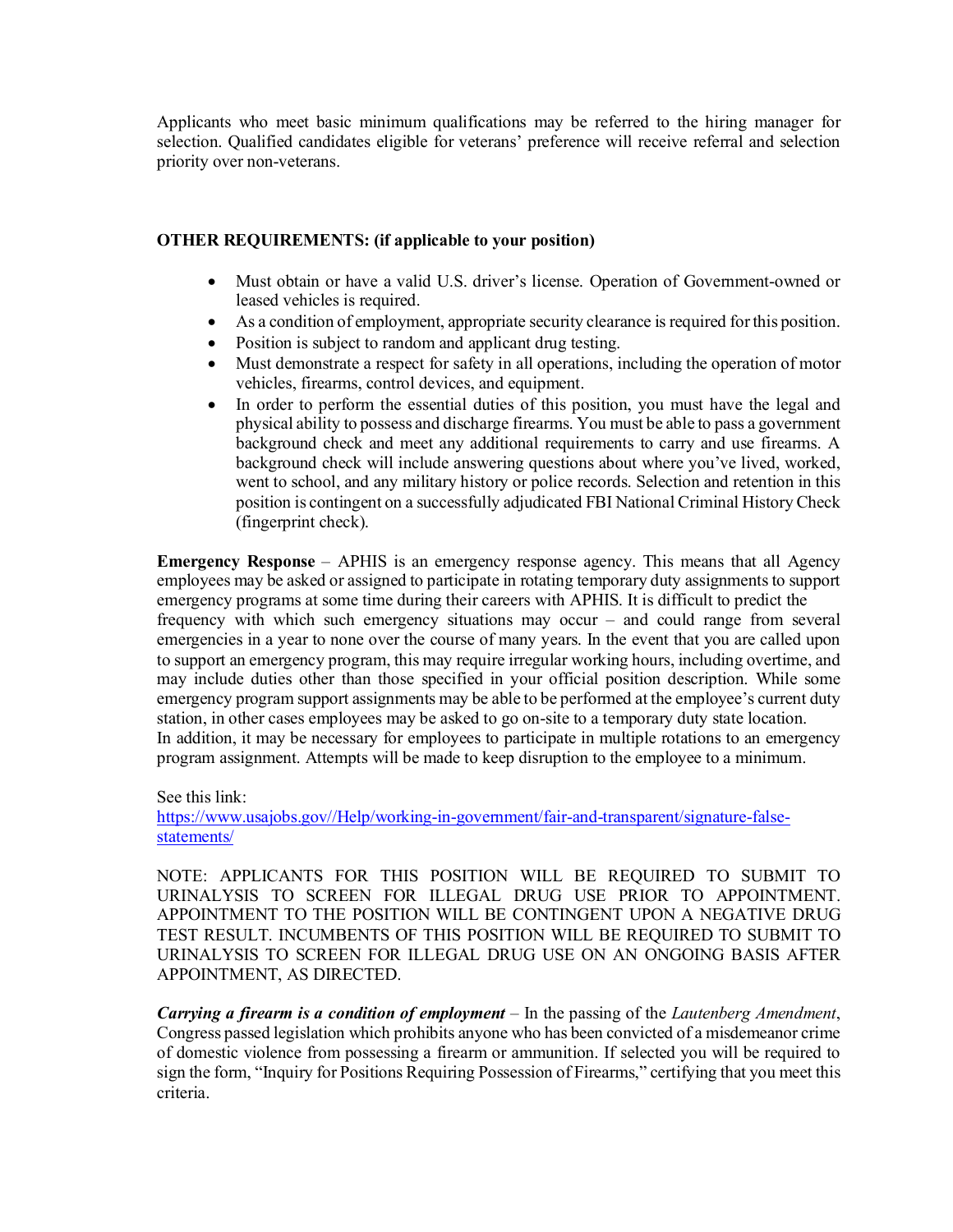Applicants who meet basic minimum qualifications may be referred to the hiring manager for selection. Qualified candidates eligible for veterans' preference will receive referral and selection priority over non-veterans.

**OTHER REQUIREMENTS: (if applicable to your position)**

- Must obtain or have a valid U.S. driver's license. Operation of Government-owned or leased vehicles is required.
- As a condition of employment, appropriate security clearance is required for this position.
- Position is subject to random and applicant drug testing.
- Must demonstrate a respect for safety in all operations, including the operation of motor vehicles, firearms, control devices, and equipment.
- In order to perform the essential duties of this position, you must have the legal and physical ability to possess and discharge firearms. You must be able to pass a government background check and meet any additional requirements to carry and use firearms. A background check will include answering questions about where you've lived, worked, went to school, and any military history or police records. Selection and retention in this position is contingent on a successfully adjudicated FBI National Criminal History Check (fingerprint check).

**Emergency Response** – APHIS is an emergency response agency. This means that all Agency employees may be asked or assigned to participate in rotating temporary duty assignments to support emergency programs at some time during their careers with APHIS. It is difficult to predict the frequency with which such emergency situations may occur – and could range from several emergencies in a year to none over the course of many years. In the event that you are called upon to support an emergency program, this may require irregular working hours, including overtime, and may include duties other than those specified in your official position description. While some emergency program support assignments may be able to be performed at the employee's current duty station, in other cases employees may be asked to go on-site to a temporary duty state location. In addition, it may be necessary for employees to participate in multiple rotations to an emergency program assignment. Attempts will be made to keep disruption to the employee to a minimum.

See this link:
[https://www.usajobs.gov//Help/working-in-government/fair-and-transparent/signature-false-statements/](https://www.usajobs.gov//Help/working-in-government/fair-and-transparent/signature-false-statements/)

NOTE: APPLICANTS FOR THIS POSITION WILL BE REQUIRED TO SUBMIT TO URINALYSIS TO SCREEN FOR ILLEGAL DRUG USE PRIOR TO APPOINTMENT. APPOINTMENT TO THE POSITION WILL BE CONTINGENT UPON A NEGATIVE DRUG TEST RESULT. INCUMBENTS OF THIS POSITION WILL BE REQUIRED TO SUBMIT TO URINALYSIS TO SCREEN FOR ILLEGAL DRUG USE ON AN ONGOING BASIS AFTER APPOINTMENT, AS DIRECTED.

***Carrying a firearm is a condition of employment*** – In the passing of the *Lautenberg Amendment*, Congress passed legislation which prohibits anyone who has been convicted of a misdemeanor crime of domestic violence from possessing a firearm or ammunition. If selected you will be required to sign the form, "Inquiry for Positions Requiring Possession of Firearms," certifying that you meet this criteria.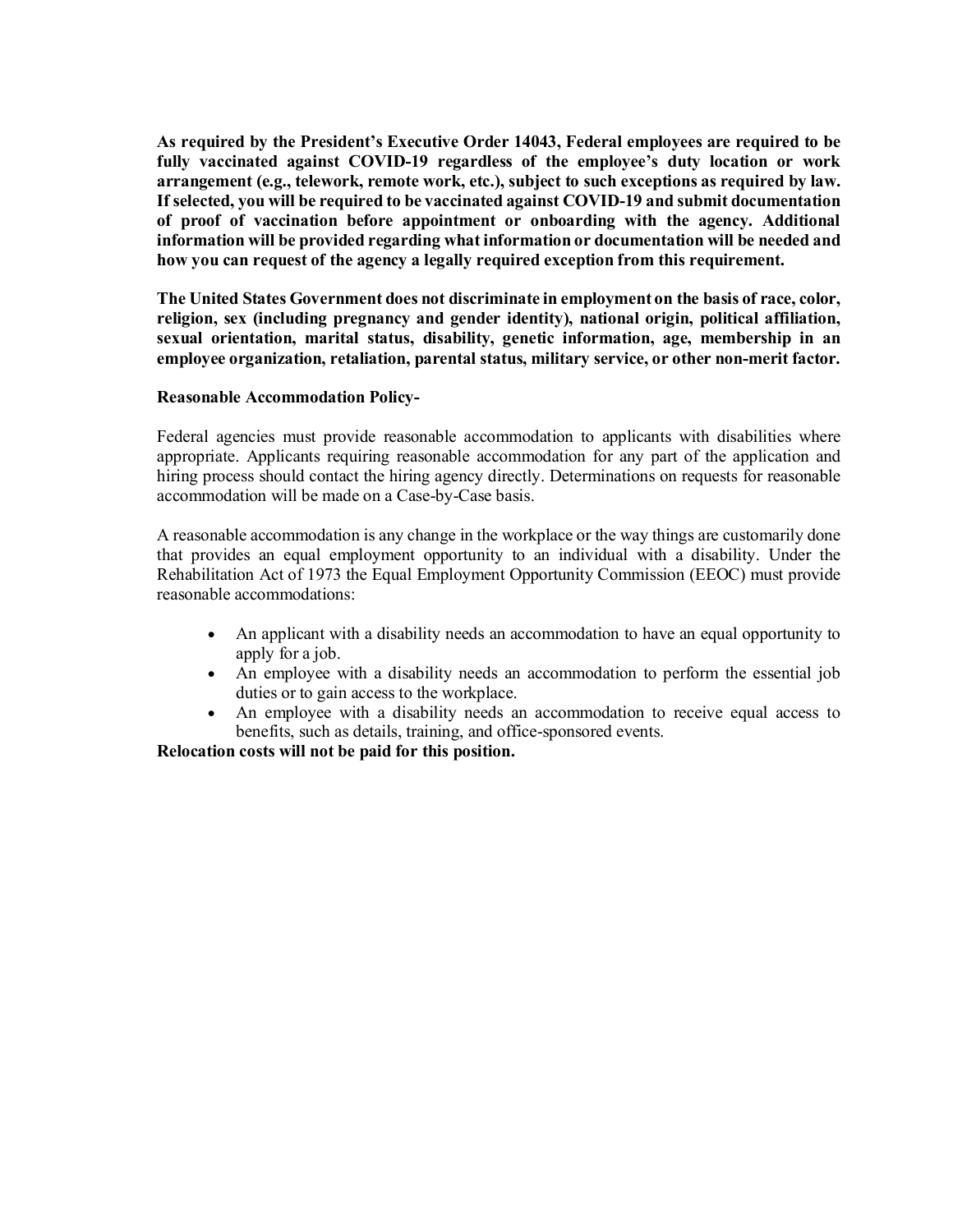**As required by the President's Executive Order 14043, Federal employees are required to be fully vaccinated against COVID-19 regardless of the employee's duty location or work arrangement (e.g., telework, remote work, etc.), subject to such exceptions as required by law. If selected, you will be required to be vaccinated against COVID-19 and submit documentation of proof of vaccination before appointment or onboarding with the agency. Additional information will be provided regarding what information or documentation will be needed and how you can request of the agency a legally required exception from this requirement.**

**The United States Government does not discriminate in employment on the basis of race, color, religion, sex (including pregnancy and gender identity), national origin, political affiliation, sexual orientation, marital status, disability, genetic information, age, membership in an employee organization, retaliation, parental status, military service, or other non-merit factor.**

**Reasonable Accommodation Policy-**

Federal agencies must provide reasonable accommodation to applicants with disabilities where appropriate. Applicants requiring reasonable accommodation for any part of the application and hiring process should contact the hiring agency directly. Determinations on requests for reasonable accommodation will be made on a Case-by-Case basis.

A reasonable accommodation is any change in the workplace or the way things are customarily done that provides an equal employment opportunity to an individual with a disability. Under the Rehabilitation Act of 1973 the Equal Employment Opportunity Commission (EEOC) must provide reasonable accommodations:

- An applicant with a disability needs an accommodation to have an equal opportunity to apply for a job.
- An employee with a disability needs an accommodation to perform the essential job duties or to gain access to the workplace.
- An employee with a disability needs an accommodation to receive equal access to benefits, such as details, training, and office-sponsored events.

**Relocation costs will not be paid for this position.**